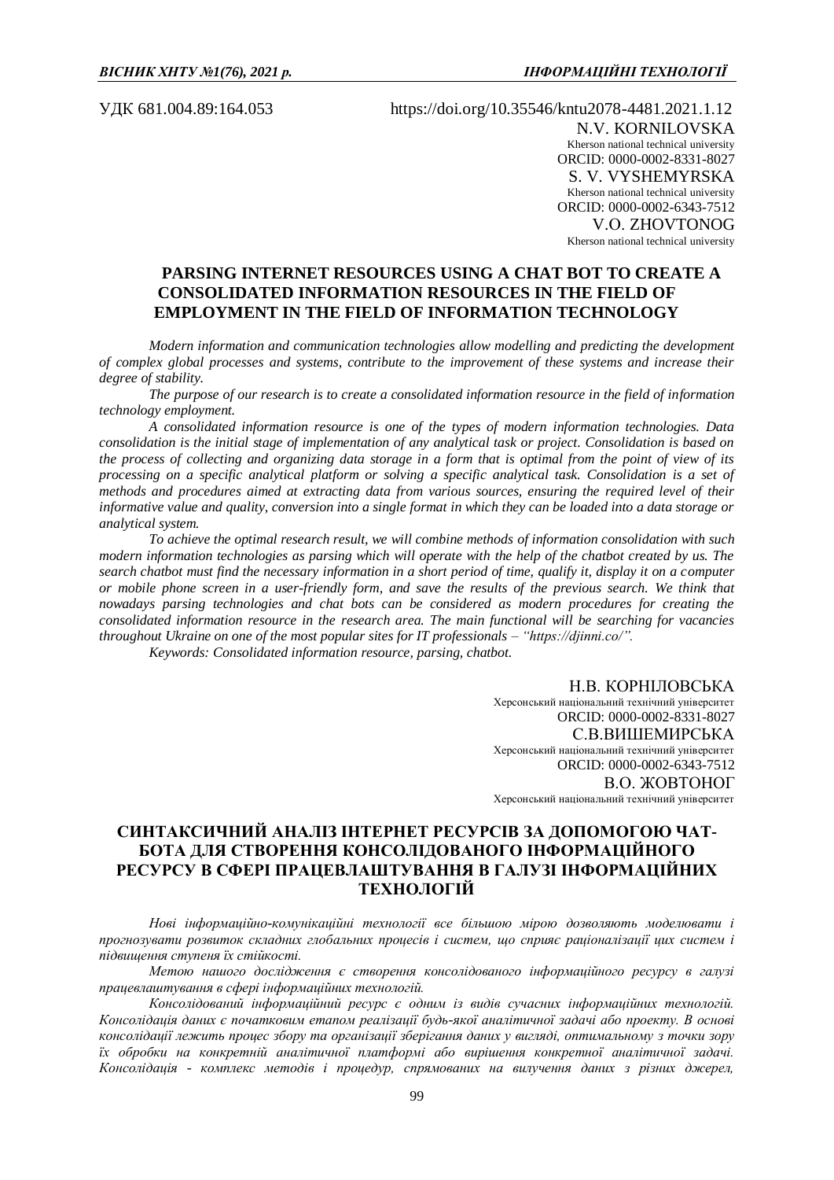УДК 681.004.89:164.053 https://doi.org/10.35546/kntu2078-4481.2021.1.12

N.V. KORNILOVSKA
Kherson national technical university
ORCID: 0000-0002-8331-8027

S. V. VYSHEMYRSKA
Kherson national technical university
ORCID: 0000-0002-6343-7512

V.O. ZHOVTONOG
Kherson national technical university

## PARSING INTERNET RESOURCES USING A CHAT BOT TO CREATE A CONSOLIDATED INFORMATION RESOURCES IN THE FIELD OF EMPLOYMENT IN THE FIELD OF INFORMATION TECHNOLOGY

*Modern information and communication technologies allow modelling and predicting the development of complex global processes and systems, contribute to the improvement of these systems and increase their degree of stability.*

*The purpose of our research is to create a consolidated information resource in the field of information technology employment.*

*A consolidated information resource is one of the types of modern information technologies. Data consolidation is the initial stage of implementation of any analytical task or project. Consolidation is based on the process of collecting and organizing data storage in a form that is optimal from the point of view of its processing on a specific analytical platform or solving a specific analytical task. Consolidation is a set of methods and procedures aimed at extracting data from various sources, ensuring the required level of their informative value and quality, conversion into a single format in which they can be loaded into a data storage or analytical system.*

*To achieve the optimal research result, we will combine methods of information consolidation with such modern information technologies as parsing which will operate with the help of the chatbot created by us. The search chatbot must find the necessary information in a short period of time, qualify it, display it on a computer or mobile phone screen in a user-friendly form, and save the results of the previous search. We think that nowadays parsing technologies and chat bots can be considered as modern procedures for creating the consolidated information resource in the research area. The main functional will be searching for vacancies throughout Ukraine on one of the most popular sites for IT professionals – "https://djinni.co/".*

*Keywords: Consolidated information resource, parsing, chatbot.*

Н.В. КОРНІЛОВСЬКА
Херсонський національний технічний університет
ORCID: 0000-0002-8331-8027

С.В.ВИШЕМИРСЬКА
Херсонський національний технічний університет
ORCID: 0000-0002-6343-7512

В.О. ЖОВТОНОГ
Херсонський національний технічний університет

## СИНТАКСИЧНИЙ АНАЛІЗ ІНТЕРНЕТ РЕСУРСІВ ЗА ДОПОМОГОЮ ЧАТ-БОТА ДЛЯ СТВОРЕННЯ КОНСОЛІДОВАНОГО ІНФОРМАЦІЙНОГО РЕСУРСУ В СФЕРІ ПРАЦЕВЛАШТУВАННЯ В ГАЛУЗІ ІНФОРМАЦІЙНИХ ТЕХНОЛОГІЙ

*Нові інформаційно-комунікаційні технології все більшою мірою дозволяють моделювати і прогнозувати розвиток складних глобальних процесів і систем, що сприяє раціоналізації цих систем і підвищення ступеня їх стійкості.*

*Метою нашого дослідження є створення консолідованого інформаційного ресурсу в галузі працевлаштування в сфері інформаційних технологій.*

*Консолідований інформаційний ресурс є одним із видів сучасних інформаційних технологій. Консолідація даних є початковим етапом реалізації будь-якої аналітичної задачі або проекту. В основі консолідації лежить процес збору та організації зберігання даних у вигляді, оптимальному з точки зору їх обробки на конкретній аналітичної платформі або вирішення конкретної аналітичної задачі. Консолідація - комплекс методів і процедур, спрямованих на вилучення даних з різних джерел,*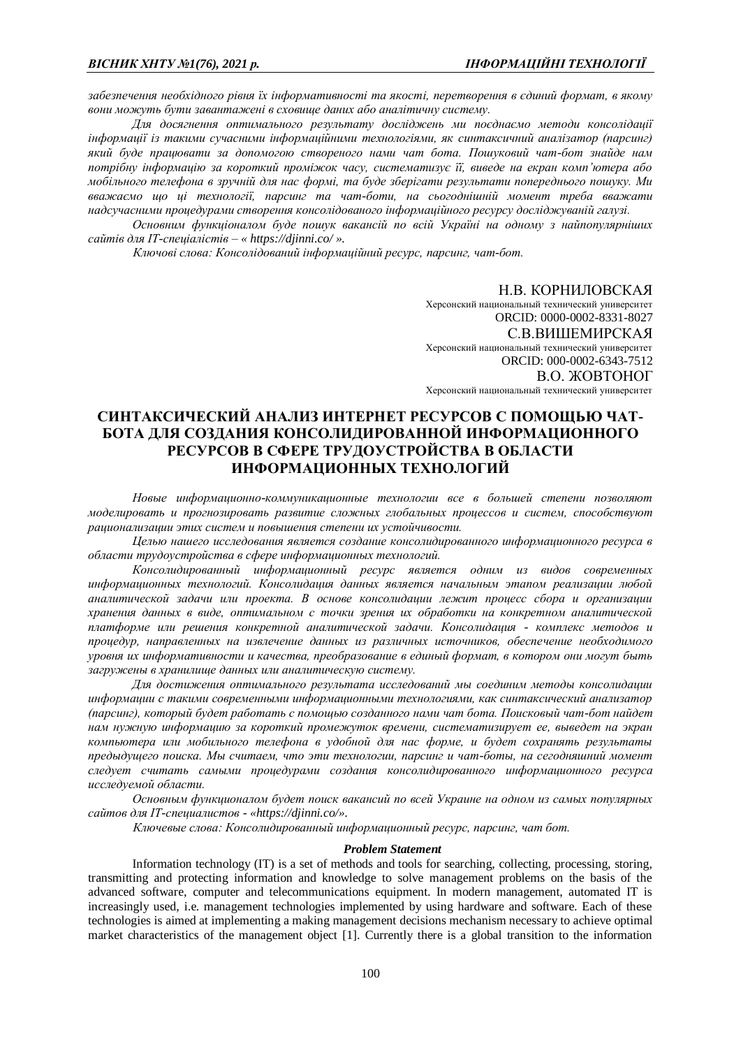*забезпечення необхідного рівня їх інформативності та якості, перетворення в єдиний формат, в якому вони можуть бути завантажені в сховище даних або аналітичну систему.*

*Для досягнення оптимального результату досліджень ми поєднаємо методи консолідації інформації із такими сучасними інформаційними технологіями, як синтаксичний аналізатор (парсинг) який буде працювати за допомогою створеного нами чат бота. Пошуковий чат-бот знайде нам потрібну інформацію за короткий проміжок часу, систематизує її, виведе на екран комп'ютера або мобільного телефона в зручній для нас формі, та буде зберігати результати попереднього пошуку. Ми вважаємо що ці технології, парсинг та чат-боти, на сьогоднішній момент треба вважати надсучасними процедурами створення консолідованого інформаційного ресурсу досліджуваній галузі.*

*Основним функціоналом буде пошук вакансій по всій Україні на одному з найпопулярніших сайтів для IT-спеціалістів – « https://djinni.co/ ».*

*Ключові слова: Консолідований інформаційний ресурс, парсинг, чат-бот.*

Н.В. КОРНИЛОВСКАЯ
Херсонский национальный технический университет
ORCID: 0000-0002-8331-8027

С.В.ВИШЕМИРСКАЯ
Херсонский национальный технический университет
ORCID: 000-0002-6343-7512

В.О. ЖОВТОНОГ
Херсонский национальный технический университет

# СИНТАКСИЧЕСКИЙ АНАЛИЗ ИНТЕРНЕТ РЕСУРСОВ С ПОМОЩЬЮ ЧАТ-БОТА ДЛЯ СОЗДАНИЯ КОНСОЛИДИРОВАННОЙ ИНФОРМАЦИОННОГО РЕСУРСОВ В СФЕРЕ ТРУДОУСТРОЙСТВА В ОБЛАСТИ ИНФОРМАЦИОННЫХ ТЕХНОЛОГИЙ

*Новые информационно-коммуникационные технологии все в большей степени позволяют моделировать и прогнозировать развитие сложных глобальных процессов и систем, способствуют рационализации этих систем и повышения степени их устойчивости.*

*Целью нашего исследования является создание консолидированного информационного ресурса в области трудоустройства в сфере информационных технологий.*

*Консолидированный информационный ресурс является одним из видов современных информационных технологий. Консолидация данных является начальным этапом реализации любой аналитической задачи или проекта. В основе консолидации лежит процесс сбора и организации хранения данных в виде, оптимальном с точки зрения их обработки на конкретном аналитической платформе или решения конкретной аналитической задачи. Консолидация - комплекс методов и процедур, направленных на извлечение данных из различных источников, обеспечение необходимого уровня их информативности и качества, преобразование в единый формат, в котором они могут быть загружены в хранилище данных или аналитическую систему.*

*Для достижения оптимального результата исследований мы соединим методы консолидации информации с такими современными информационными технологиями, как синтаксический анализатор (парсинг), который будет работать с помощью созданного нами чат бота. Поисковый чат-бот найдет нам нужную информацию за короткий промежуток времени, систематизирует ее, выведет на экран компьютера или мобильного телефона в удобной для нас форме, и будет сохранять результаты предыдущего поиска. Мы считаем, что эти технологии, парсинг и чат-боты, на сегодняшний момент следует считать самыми процедурами создания консолидированного информационного ресурса исследуемой области.*

*Основным функционалом будет поиск вакансий по всей Украине на одном из самых популярных сайтов для IT-специалистов - «https://djinni.co/».*

*Ключевые слова: Консолидированный информационный ресурс, парсинг, чат бот.*

### *Problem Statement*

Information technology (IT) is a set of methods and tools for searching, collecting, processing, storing, transmitting and protecting information and knowledge to solve management problems on the basis of the advanced software, computer and telecommunications equipment. In modern management, automated IT is increasingly used, i.e. management technologies implemented by using hardware and software. Each of these technologies is aimed at implementing a making management decisions mechanism necessary to achieve optimal market characteristics of the management object [1]. Currently there is a global transition to the information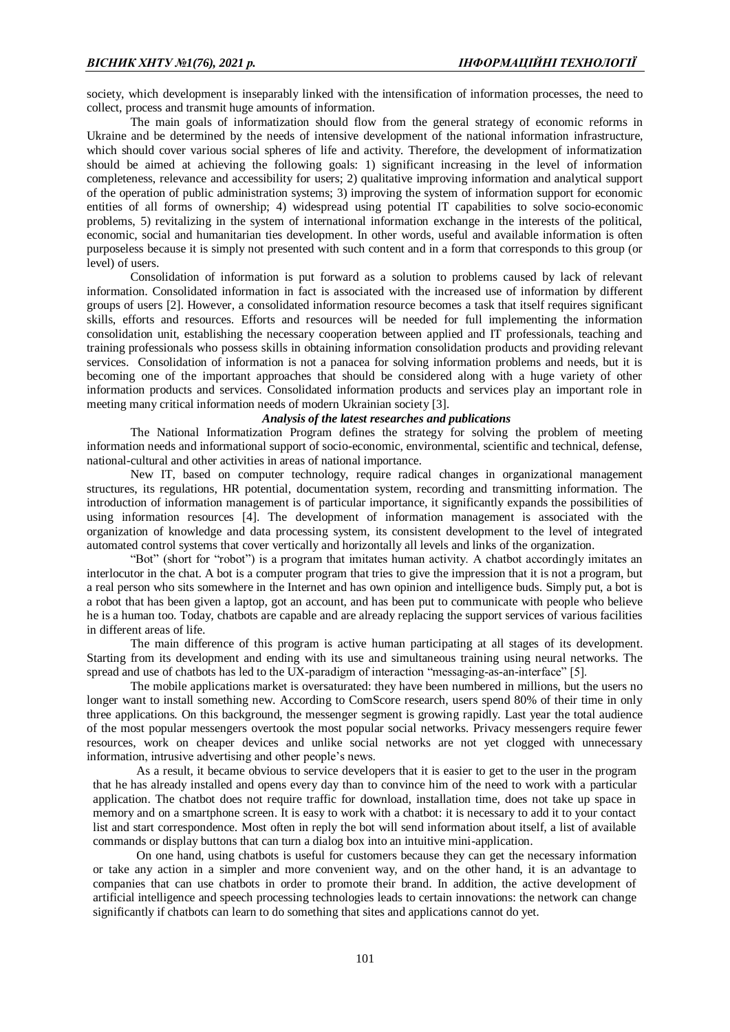society, which development is inseparably linked with the intensification of information processes, the need to collect, process and transmit huge amounts of information.

The main goals of informatization should flow from the general strategy of economic reforms in Ukraine and be determined by the needs of intensive development of the national information infrastructure, which should cover various social spheres of life and activity. Therefore, the development of informatization should be aimed at achieving the following goals: 1) significant increasing in the level of information completeness, relevance and accessibility for users; 2) qualitative improving information and analytical support of the operation of public administration systems; 3) improving the system of information support for economic entities of all forms of ownership; 4) widespread using potential IT capabilities to solve socio-economic problems, 5) revitalizing in the system of international information exchange in the interests of the political, economic, social and humanitarian ties development. In other words, useful and available information is often purposeless because it is simply not presented with such content and in a form that corresponds to this group (or level) of users.

Consolidation of information is put forward as a solution to problems caused by lack of relevant information. Consolidated information in fact is associated with the increased use of information by different groups of users [2]. However, a consolidated information resource becomes a task that itself requires significant skills, efforts and resources. Efforts and resources will be needed for full implementing the information consolidation unit, establishing the necessary cooperation between applied and IT professionals, teaching and training professionals who possess skills in obtaining information consolidation products and providing relevant services. Consolidation of information is not a panacea for solving information problems and needs, but it is becoming one of the important approaches that should be considered along with a huge variety of other information products and services. Consolidated information products and services play an important role in meeting many critical information needs of modern Ukrainian society [3].

### *Analysis of the latest researches and publications*

The National Informatization Program defines the strategy for solving the problem of meeting information needs and informational support of socio-economic, environmental, scientific and technical, defense, national-cultural and other activities in areas of national importance.

New IT, based on computer technology, require radical changes in organizational management structures, its regulations, HR potential, documentation system, recording and transmitting information. The introduction of information management is of particular importance, it significantly expands the possibilities of using information resources [4]. The development of information management is associated with the organization of knowledge and data processing system, its consistent development to the level of integrated automated control systems that cover vertically and horizontally all levels and links of the organization.

"Bot" (short for "robot") is a program that imitates human activity. A chatbot accordingly imitates an interlocutor in the chat. A bot is a computer program that tries to give the impression that it is not a program, but a real person who sits somewhere in the Internet and has own opinion and intelligence buds. Simply put, a bot is a robot that has been given a laptop, got an account, and has been put to communicate with people who believe he is a human too. Today, chatbots are capable and are already replacing the support services of various facilities in different areas of life.

The main difference of this program is active human participating at all stages of its development. Starting from its development and ending with its use and simultaneous training using neural networks. The spread and use of chatbots has led to the UX-paradigm of interaction "messaging-as-an-interface" [5].

The mobile applications market is oversaturated: they have been numbered in millions, but the users no longer want to install something new. According to ComScore research, users spend 80% of their time in only three applications. On this background, the messenger segment is growing rapidly. Last year the total audience of the most popular messengers overtook the most popular social networks. Privacy messengers require fewer resources, work on cheaper devices and unlike social networks are not yet clogged with unnecessary information, intrusive advertising and other people's news.

As a result, it became obvious to service developers that it is easier to get to the user in the program that he has already installed and opens every day than to convince him of the need to work with a particular application. The chatbot does not require traffic for download, installation time, does not take up space in memory and on a smartphone screen. It is easy to work with a chatbot: it is necessary to add it to your contact list and start correspondence. Most often in reply the bot will send information about itself, a list of available commands or display buttons that can turn a dialog box into an intuitive mini-application.

On one hand, using chatbots is useful for customers because they can get the necessary information or take any action in a simpler and more convenient way, and on the other hand, it is an advantage to companies that can use chatbots in order to promote their brand. In addition, the active development of artificial intelligence and speech processing technologies leads to certain innovations: the network can change significantly if chatbots can learn to do something that sites and applications cannot do yet.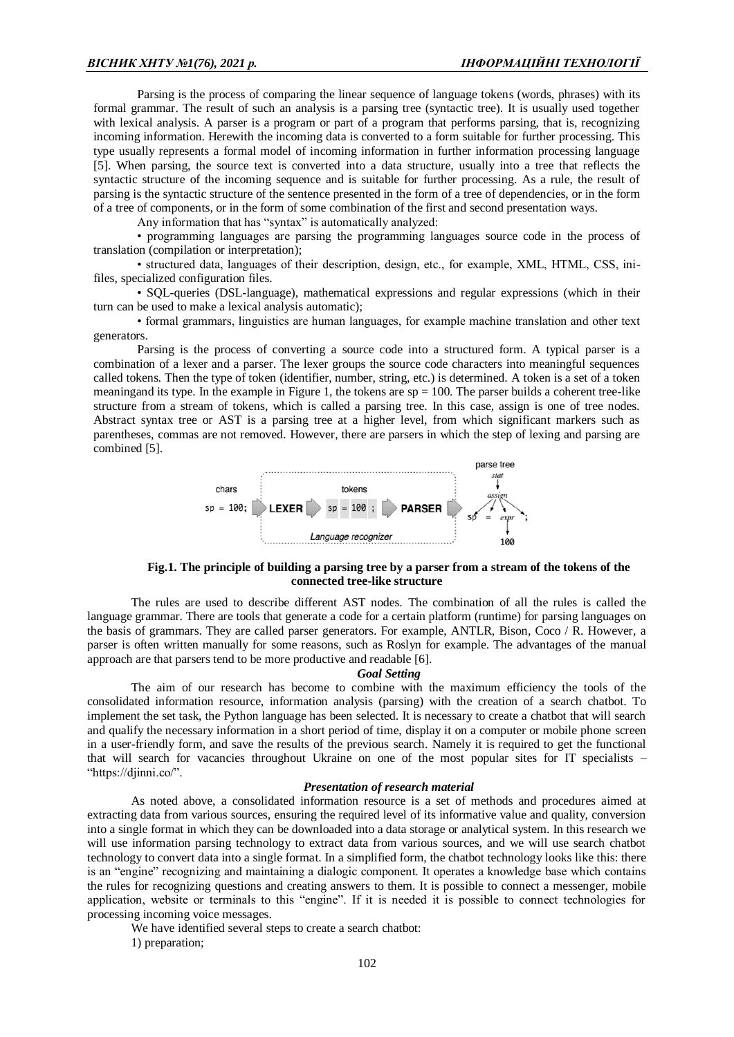Parsing is the process of comparing the linear sequence of language tokens (words, phrases) with its formal grammar. The result of such an analysis is a parsing tree (syntactic tree). It is usually used together with lexical analysis. A parser is a program or part of a program that performs parsing, that is, recognizing incoming information. Herewith the incoming data is converted to a form suitable for further processing. This type usually represents a formal model of incoming information in further information processing language [5]. When parsing, the source text is converted into a data structure, usually into a tree that reflects the syntactic structure of the incoming sequence and is suitable for further processing. As a rule, the result of parsing is the syntactic structure of the sentence presented in the form of a tree of dependencies, or in the form of a tree of components, or in the form of some combination of the first and second presentation ways.

Any information that has "syntax" is automatically analyzed:

- programming languages are parsing the programming languages source code in the process of translation (compilation or interpretation);
- structured data, languages of their description, design, etc., for example, XML, HTML, CSS, ini-files, specialized configuration files.
- SQL-queries (DSL-language), mathematical expressions and regular expressions (which in their turn can be used to make a lexical analysis automatic);
- formal grammars, linguistics are human languages, for example machine translation and other text generators.

Parsing is the process of converting a source code into a structured form. A typical parser is a combination of a lexer and a parser. The lexer groups the source code characters into meaningful sequences called tokens. Then the type of token (identifier, number, string, etc.) is determined. A token is a set of a token meaningand its type. In the example in Figure 1, the tokens are sp = 100. The parser builds a coherent tree-like structure from a stream of tokens, which is called a parsing tree. In this case, assign is one of tree nodes. Abstract syntax tree or AST is a parsing tree at a higher level, from which significant markers such as parentheses, commas are not removed. However, there are parsers in which the step of lexing and parsing are combined [5].

**Fig.1. The principle of building a parsing tree by a parser from a stream of the tokens of the connected tree-like structure**

The rules are used to describe different AST nodes. The combination of all the rules is called the language grammar. There are tools that generate a code for a certain platform (runtime) for parsing languages on the basis of grammars. They are called parser generators. For example, ANTLR, Bison, Coco / R. However, a parser is often written manually for some reasons, such as Roslyn for example. The advantages of the manual approach are that parsers tend to be more productive and readable [6].

### *Goal Setting*

The aim of our research has become to combine with the maximum efficiency the tools of the consolidated information resource, information analysis (parsing) with the creation of a search chatbot. To implement the set task, the Python language has been selected. It is necessary to create a chatbot that will search and qualify the necessary information in a short period of time, display it on a computer or mobile phone screen in a user-friendly form, and save the results of the previous search. Namely it is required to get the functional that will search for vacancies throughout Ukraine on one of the most popular sites for IT specialists – "https://djinni.co/".

### *Presentation of research material*

As noted above, a consolidated information resource is a set of methods and procedures aimed at extracting data from various sources, ensuring the required level of its informative value and quality, conversion into a single format in which they can be downloaded into a data storage or analytical system. In this research we will use information parsing technology to extract data from various sources, and we will use search chatbot technology to convert data into a single format. In a simplified form, the chatbot technology looks like this: there is an "engine" recognizing and maintaining a dialogic component. It operates a knowledge base which contains the rules for recognizing questions and creating answers to them. It is possible to connect a messenger, mobile application, website or terminals to this "engine". If it is needed it is possible to connect technologies for processing incoming voice messages.

We have identified several steps to create a search chatbot:

1) preparation;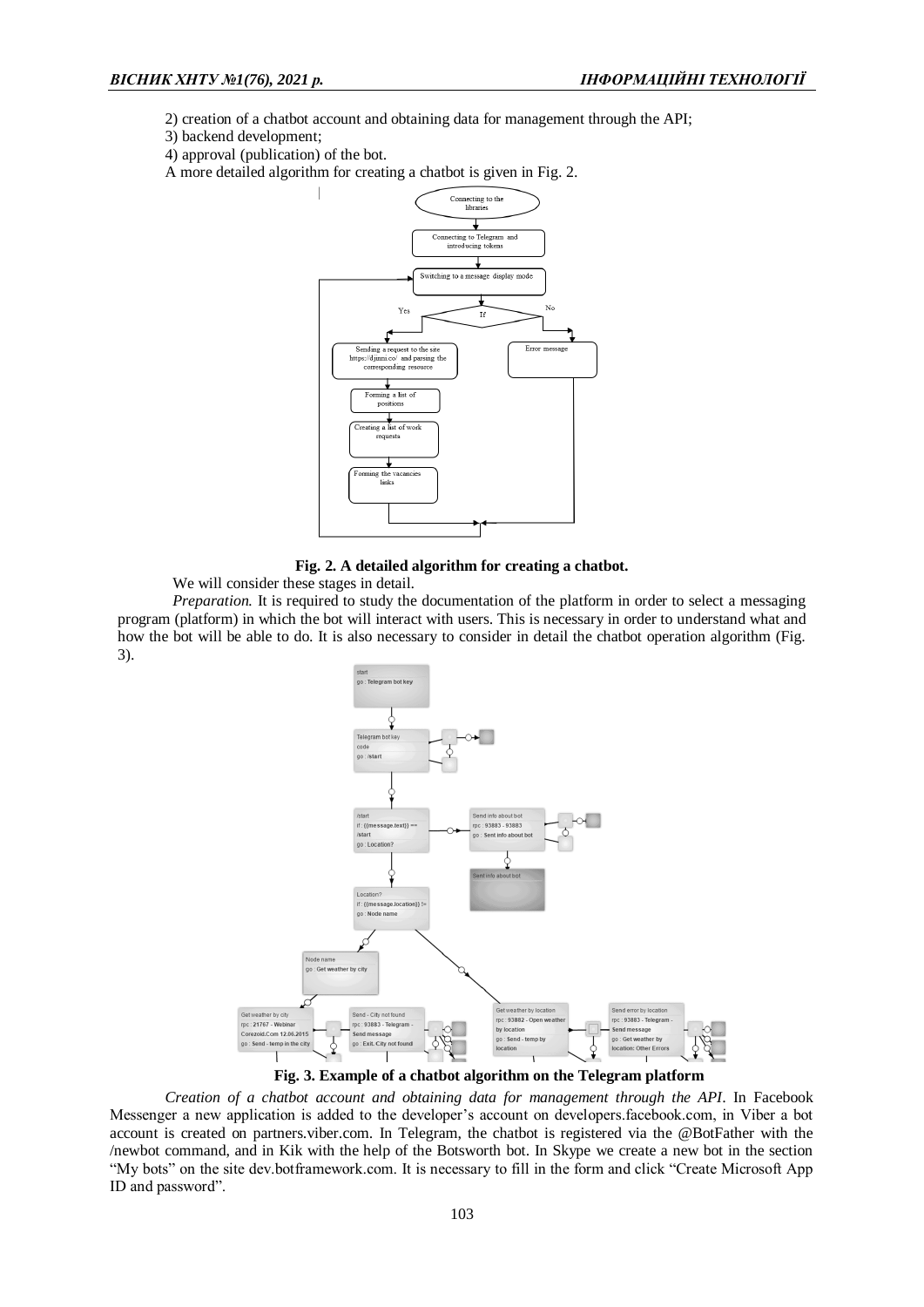2) creation of a chatbot account and obtaining data for management through the API;

3) backend development;

4) approval (publication) of the bot.

A more detailed algorithm for creating a chatbot is given in Fig. 2.

**Fig. 2. A detailed algorithm for creating a chatbot.**

We will consider these stages in detail.

*Preparation.* It is required to study the documentation of the platform in order to select a messaging program (platform) in which the bot will interact with users. This is necessary in order to understand what and how the bot will be able to do. It is also necessary to consider in detail the chatbot operation algorithm (Fig. 3).

**Fig. 3. Example of a chatbot algorithm on the Telegram platform**

*Creation of a chatbot account and obtaining data for management through the API*. In Facebook Messenger a new application is added to the developer's account on developers.facebook.com, in Viber a bot account is created on partners.viber.com. In Telegram, the chatbot is registered via the @BotFather with the /newbot command, and in Kik with the help of the Botsworth bot. In Skype we create a new bot in the section "My bots" on the site dev.botframework.com. It is necessary to fill in the form and click "Create Microsoft App ID and password".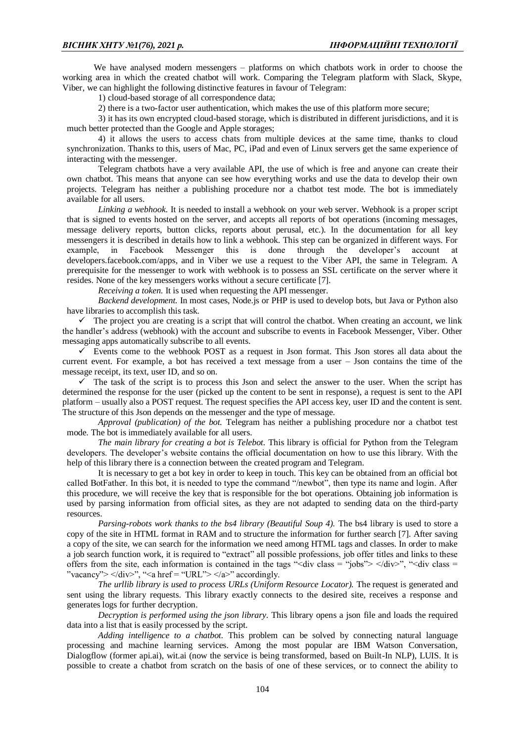We have analysed modern messengers – platforms on which chatbots work in order to choose the working area in which the created chatbot will work. Comparing the Telegram platform with Slack, Skype, Viber, we can highlight the following distinctive features in favour of Telegram:

1) cloud-based storage of all correspondence data;

2) there is a two-factor user authentication, which makes the use of this platform more secure;

3) it has its own encrypted cloud-based storage, which is distributed in different jurisdictions, and it is much better protected than the Google and Apple storages;

4) it allows the users to access chats from multiple devices at the same time, thanks to cloud synchronization. Thanks to this, users of Mac, PC, iPad and even of Linux servers get the same experience of interacting with the messenger.

Telegram chatbots have a very available API, the use of which is free and anyone can create their own chatbot. This means that anyone can see how everything works and use the data to develop their own projects. Telegram has neither a publishing procedure nor a chatbot test mode. The bot is immediately available for all users.

*Linking a webhook.* It is needed to install a webhook on your web server. Webhook is a proper script that is signed to events hosted on the server, and accepts all reports of bot operations (incoming messages, message delivery reports, button clicks, reports about perusal, etc.). In the documentation for all key messengers it is described in details how to link a webhook. This step can be organized in different ways. For example, in Facebook Messenger this is done through the developer's account at developers.facebook.com/apps, and in Viber we use a request to the Viber API, the same in Telegram. A prerequisite for the messenger to work with webhook is to possess an SSL certificate on the server where it resides. None of the key messengers works without a secure certificate [7].

*Receiving a token.* It is used when requesting the API messenger.

*Backend development.* In most cases, Node.js or PHP is used to develop bots, but Java or Python also have libraries to accomplish this task.

✓ The project you are creating is a script that will control the chatbot. When creating an account, we link the handler's address (webhook) with the account and subscribe to events in Facebook Messenger, Viber. Other messaging apps automatically subscribe to all events.

✓ Events come to the webhook POST as a request in Json format. This Json stores all data about the current event. For example, a bot has received a text message from a user – Json contains the time of the message receipt, its text, user ID, and so on.

✓ The task of the script is to process this Json and select the answer to the user. When the script has determined the response for the user (picked up the content to be sent in response), a request is sent to the API platform – usually also a POST request. The request specifies the API access key, user ID and the content is sent. The structure of this Json depends on the messenger and the type of message.

*Approval (publication) of the bot.* Telegram has neither a publishing procedure nor a chatbot test mode. The bot is immediately available for all users.

*The main library for creating a bot is Telebot.* This library is official for Python from the Telegram developers. The developer's website contains the official documentation on how to use this library. With the help of this library there is a connection between the created program and Telegram.

It is necessary to get a bot key in order to keep in touch. This key can be obtained from an official bot called BotFather. In this bot, it is needed to type the command "/newbot", then type its name and login. After this procedure, we will receive the key that is responsible for the bot operations. Obtaining job information is used by parsing information from official sites, as they are not adapted to sending data on the third-party resources.

*Parsing-robots work thanks to the bs4 library (Beautiful Soup 4).* The bs4 library is used to store a copy of the site in HTML format in RAM and to structure the information for further search [7]. After saving a copy of the site, we can search for the information we need among HTML tags and classes. In order to make a job search function work, it is required to "extract" all possible professions, job offer titles and links to these offers from the site, each information is contained in the tags "<div class = "jobs"> </div>", "<div class = "vacancy"> </div>", "<a href = "URL"> </a>" accordingly.

*The urllib library is used to process URLs (Uniform Resource Locator).* The request is generated and sent using the library requests. This library exactly connects to the desired site, receives a response and generates logs for further decryption.

*Decryption is performed using the json library.* This library opens a json file and loads the required data into a list that is easily processed by the script.

*Adding intelligence to a chatbot.* This problem can be solved by connecting natural language processing and machine learning services. Among the most popular are IBM Watson Conversation, Dialogflow (former api.ai), wit.ai (now the service is being transformed, based on Built-In NLP), LUIS. It is possible to create a chatbot from scratch on the basis of one of these services, or to connect the ability to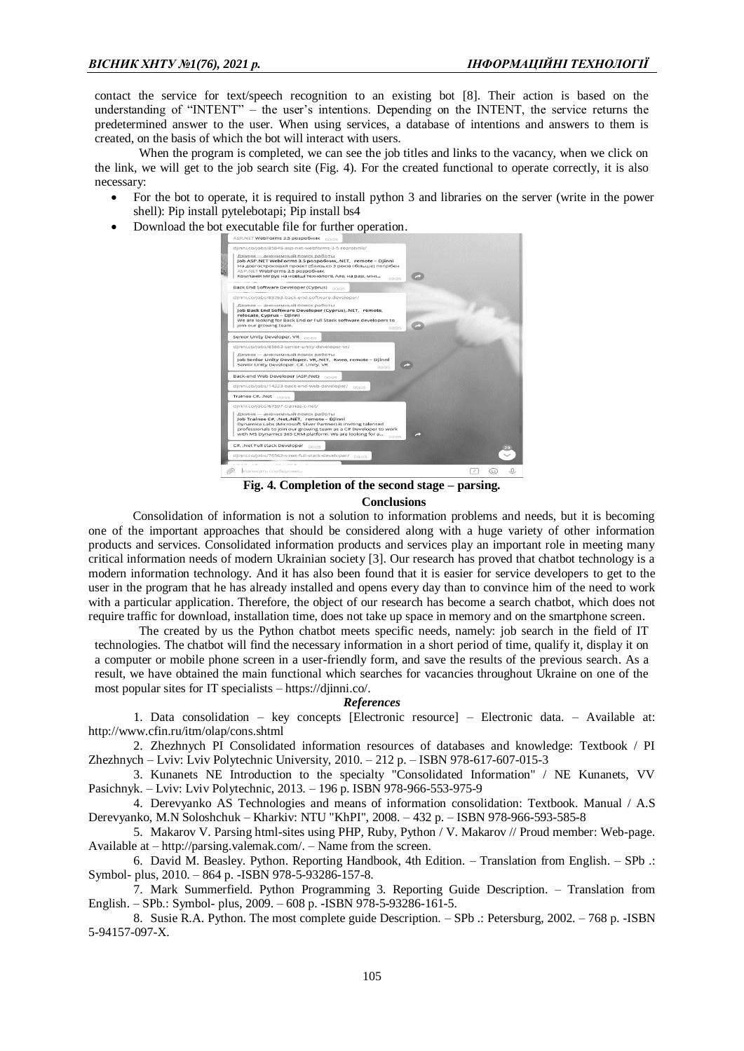contact the service for text/speech recognition to an existing bot [8]. Their action is based on the understanding of "INTENT" – the user's intentions. Depending on the INTENT, the service returns the predetermined answer to the user. When using services, a database of intentions and answers to them is created, on the basis of which the bot will interact with users.

When the program is completed, we can see the job titles and links to the vacancy, when we click on the link, we will get to the job search site (Fig. 4). For the created functional to operate correctly, it is also necessary:

- For the bot to operate, it is required to install python 3 and libraries on the server (write in the power shell): Pip install pytelebotapi; Pip install bs4
- Download the bot executable file for further operation.

**Fig. 4. Completion of the second stage – parsing.**

## Conclusions

Consolidation of information is not a solution to information problems and needs, but it is becoming one of the important approaches that should be considered along with a huge variety of other information products and services. Consolidated information products and services play an important role in meeting many critical information needs of modern Ukrainian society [3]. Our research has proved that chatbot technology is a modern information technology. And it has also been found that it is easier for service developers to get to the user in the program that he has already installed and opens every day than to convince him of the need to work with a particular application. Therefore, the object of our research has become a search chatbot, which does not require traffic for download, installation time, does not take up space in memory and on the smartphone screen.

The created by us the Python chatbot meets specific needs, namely: job search in the field of IT technologies. The chatbot will find the necessary information in a short period of time, qualify it, display it on a computer or mobile phone screen in a user-friendly form, and save the results of the previous search. As a result, we have obtained the main functional which searches for vacancies throughout Ukraine on one of the most popular sites for IT specialists – https://djinni.co/.

### *References*

1. Data consolidation – key concepts [Electronic resource] – Electronic data. – Available at: http://www.cfin.ru/itm/olap/cons.shtml
2. Zhezhnych PI Consolidated information resources of databases and knowledge: Textbook / PI Zhezhnych – Lviv: Lviv Polytechnic University, 2010. – 212 p. – ISBN 978-617-607-015-3
3. Kunanets NE Introduction to the specialty "Consolidated Information" / NE Kunanets, VV Pasichnyk. – Lviv: Lviv Polytechnic, 2013. – 196 p. ISBN 978-966-553-975-9
4. Derevyanko AS Technologies and means of information consolidation: Textbook. Manual / A.S Derevyanko, M.N Soloshchuk – Kharkiv: NTU "KhPI", 2008. – 432 p. – ISBN 978-966-593-585-8
5. Makarov V. Parsing html-sites using PHP, Ruby, Python / V. Makarov // Proud member: Web-page. Available at – http://parsing.valemak.com/. – Name from the screen.
6. David M. Beasley. Python. Reporting Handbook, 4th Edition. – Translation from English. – SPb .: Symbol- plus, 2010. – 864 p. -ISBN 978-5-93286-157-8.
7. Mark Summerfield. Python Programming 3. Reporting Guide Description. – Translation from English. – SPb.: Symbol- plus, 2009. – 608 p. -ISBN 978-5-93286-161-5.
8. Susie R.A. Python. The most complete guide Description. – SPb .: Petersburg, 2002. – 768 p. -ISBN 5-94157-097-X.